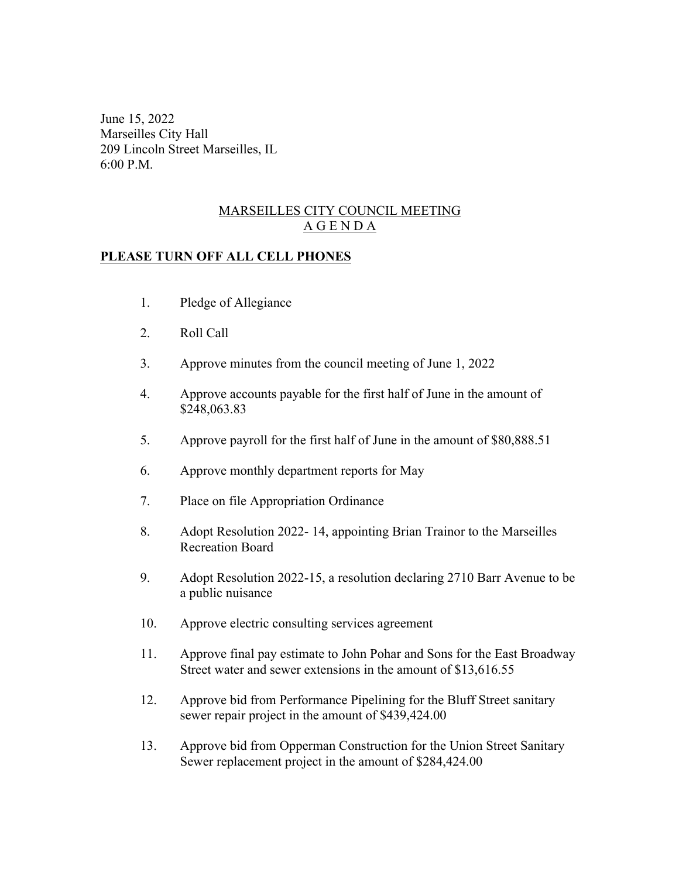June 15, 2022
Marseilles City Hall
209 Lincoln Street Marseilles, IL
6:00 P.M.

# MARSEILLES CITY COUNCIL MEETING
## A G E N D A

**PLEASE TURN OFF ALL CELL PHONES**

1. Pledge of Allegiance

2. Roll Call

3. Approve minutes from the council meeting of June 1, 2022

4. Approve accounts payable for the first half of June in the amount of $248,063.83

5. Approve payroll for the first half of June in the amount of $80,888.51

6. Approve monthly department reports for May

7. Place on file Appropriation Ordinance

8. Adopt Resolution 2022- 14, appointing Brian Trainor to the Marseilles Recreation Board

9. Adopt Resolution 2022-15, a resolution declaring 2710 Barr Avenue to be a public nuisance

10. Approve electric consulting services agreement

11. Approve final pay estimate to John Pohar and Sons for the East Broadway Street water and sewer extensions in the amount of $13,616.55

12. Approve bid from Performance Pipelining for the Bluff Street sanitary sewer repair project in the amount of $439,424.00

13. Approve bid from Opperman Construction for the Union Street Sanitary Sewer replacement project in the amount of $284,424.00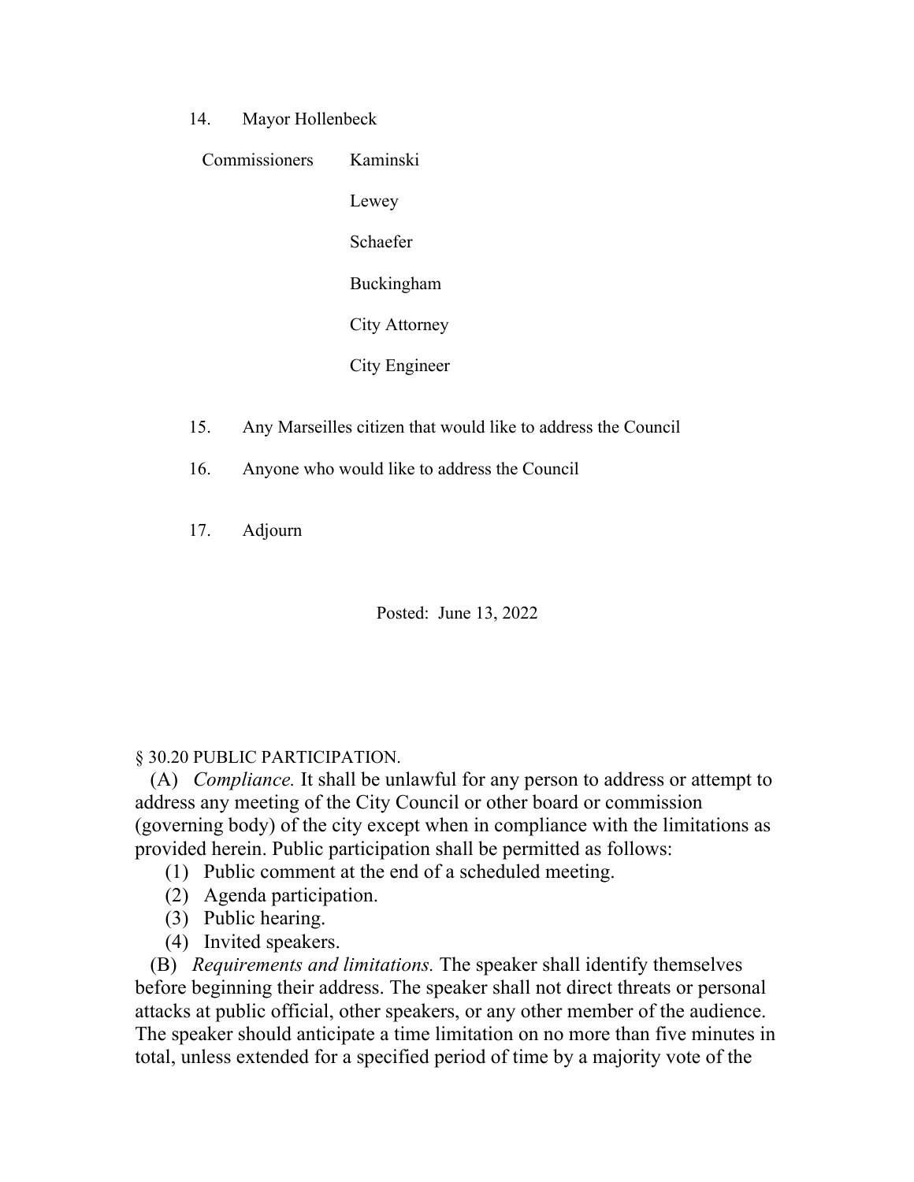14. Mayor Hollenbeck

    Commissioners Kaminski

    Lewey

    Schaefer

    Buckingham

    City Attorney

    City Engineer

15. Any Marseilles citizen that would like to address the Council

16. Anyone who would like to address the Council

17. Adjourn

Posted: June 13, 2022

§ 30.20 PUBLIC PARTICIPATION.

(A) *Compliance.* It shall be unlawful for any person to address or attempt to address any meeting of the City Council or other board or commission (governing body) of the city except when in compliance with the limitations as provided herein. Public participation shall be permitted as follows:

(1) Public comment at the end of a scheduled meeting.

(2) Agenda participation.

(3) Public hearing.

(4) Invited speakers.

(B) *Requirements and limitations.* The speaker shall identify themselves before beginning their address. The speaker shall not direct threats or personal attacks at public official, other speakers, or any other member of the audience. The speaker should anticipate a time limitation on no more than five minutes in total, unless extended for a specified period of time by a majority vote of the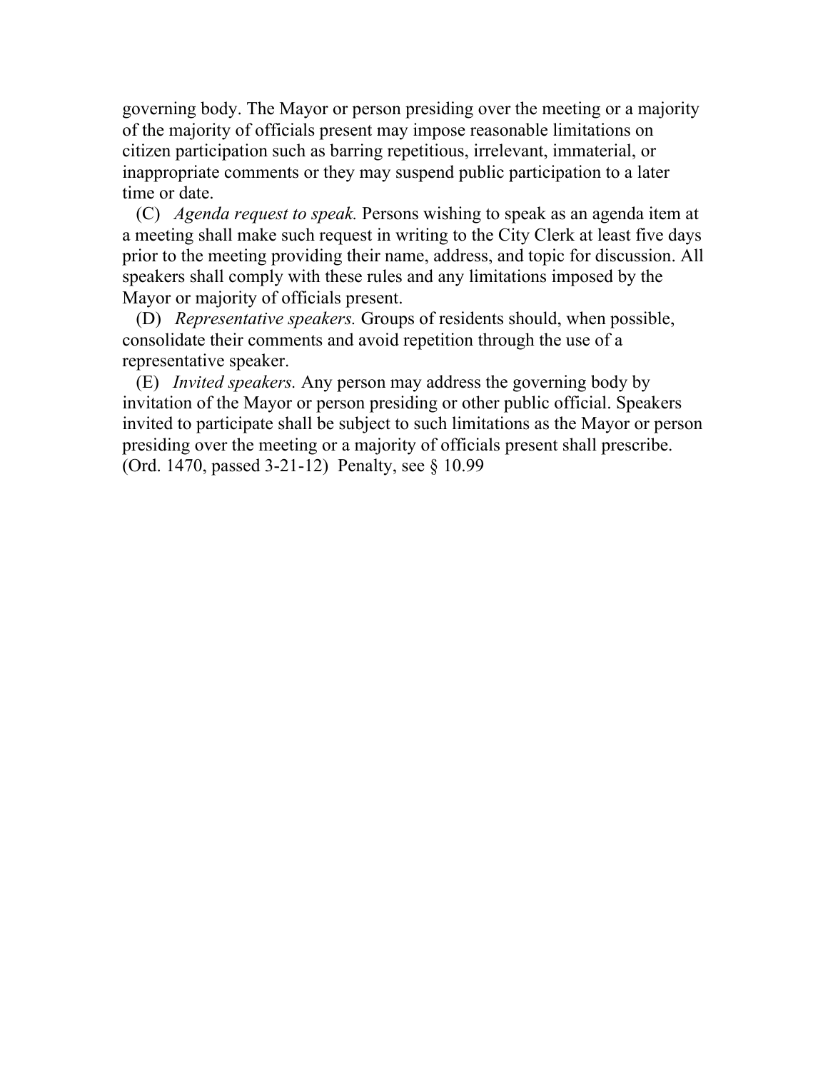governing body. The Mayor or person presiding over the meeting or a majority of the majority of officials present may impose reasonable limitations on citizen participation such as barring repetitious, irrelevant, immaterial, or inappropriate comments or they may suspend public participation to a later time or date.

(C) *Agenda request to speak.* Persons wishing to speak as an agenda item at a meeting shall make such request in writing to the City Clerk at least five days prior to the meeting providing their name, address, and topic for discussion. All speakers shall comply with these rules and any limitations imposed by the Mayor or majority of officials present.

(D) *Representative speakers.* Groups of residents should, when possible, consolidate their comments and avoid repetition through the use of a representative speaker.

(E) *Invited speakers.* Any person may address the governing body by invitation of the Mayor or person presiding or other public official. Speakers invited to participate shall be subject to such limitations as the Mayor or person presiding over the meeting or a majority of officials present shall prescribe.
(Ord. 1470, passed 3-21-12) Penalty, see § 10.99